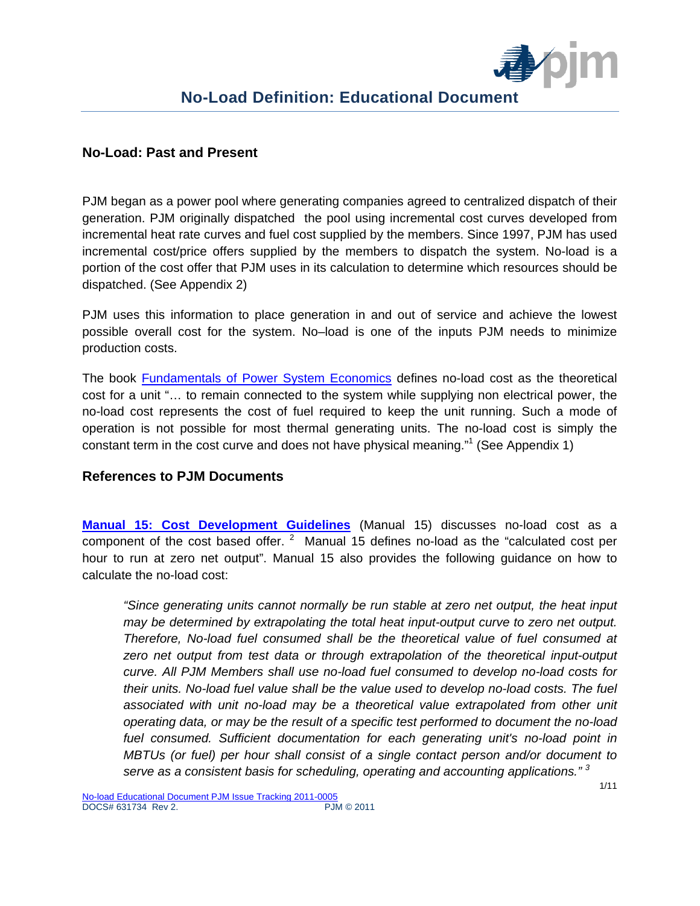# No-Load Definition: Educational Document

## No-Load: Past and Present

PJM began as a power pool where generating companies agreed to centralized dispatch of their generation. PJM originally dispatched the pool using incremental cost curves developed from incremental heat rate curves and fuel cost supplied by the members. Since 1997, PJM has used incremental cost/price offers supplied by the members to dispatch the system. No-load is a portion of the cost offer that PJM uses in its calculation to determine which resources should be dispatched. (See Appendix 2)

PJM uses this information to place generation in and out of service and achieve the lowest possible overall cost for the system. No–load is one of the inputs PJM needs to minimize production costs.

The book Fundamentals of Power System Economics defines no-load cost as the theoretical cost for a unit "… to remain connected to the system while supplying non electrical power, the no-load cost represents the cost of fuel required to keep the unit running. Such a mode of operation is not possible for most thermal generating units. The no-load cost is simply the constant term in the cost curve and does not have physical meaning."[1] (See Appendix 1)

## References to PJM Documents

**Manual 15: Cost Development Guidelines** (Manual 15) discusses no-load cost as a component of the cost based offer. [2] Manual 15 defines no-load as the "calculated cost per hour to run at zero net output". Manual 15 also provides the following guidance on how to calculate the no-load cost:

> *"Since generating units cannot normally be run stable at zero net output, the heat input may be determined by extrapolating the total heat input-output curve to zero net output. Therefore, No-load fuel consumed shall be the theoretical value of fuel consumed at zero net output from test data or through extrapolation of the theoretical input-output curve. All PJM Members shall use no-load fuel consumed to develop no-load costs for their units. No-load fuel value shall be the value used to develop no-load costs. The fuel associated with unit no-load may be a theoretical value extrapolated from other unit operating data, or may be the result of a specific test performed to document the no-load fuel consumed. Sufficient documentation for each generating unit's no-load point in MBTUs (or fuel) per hour shall consist of a single contact person and/or document to serve as a consistent basis for scheduling, operating and accounting applications."* [3]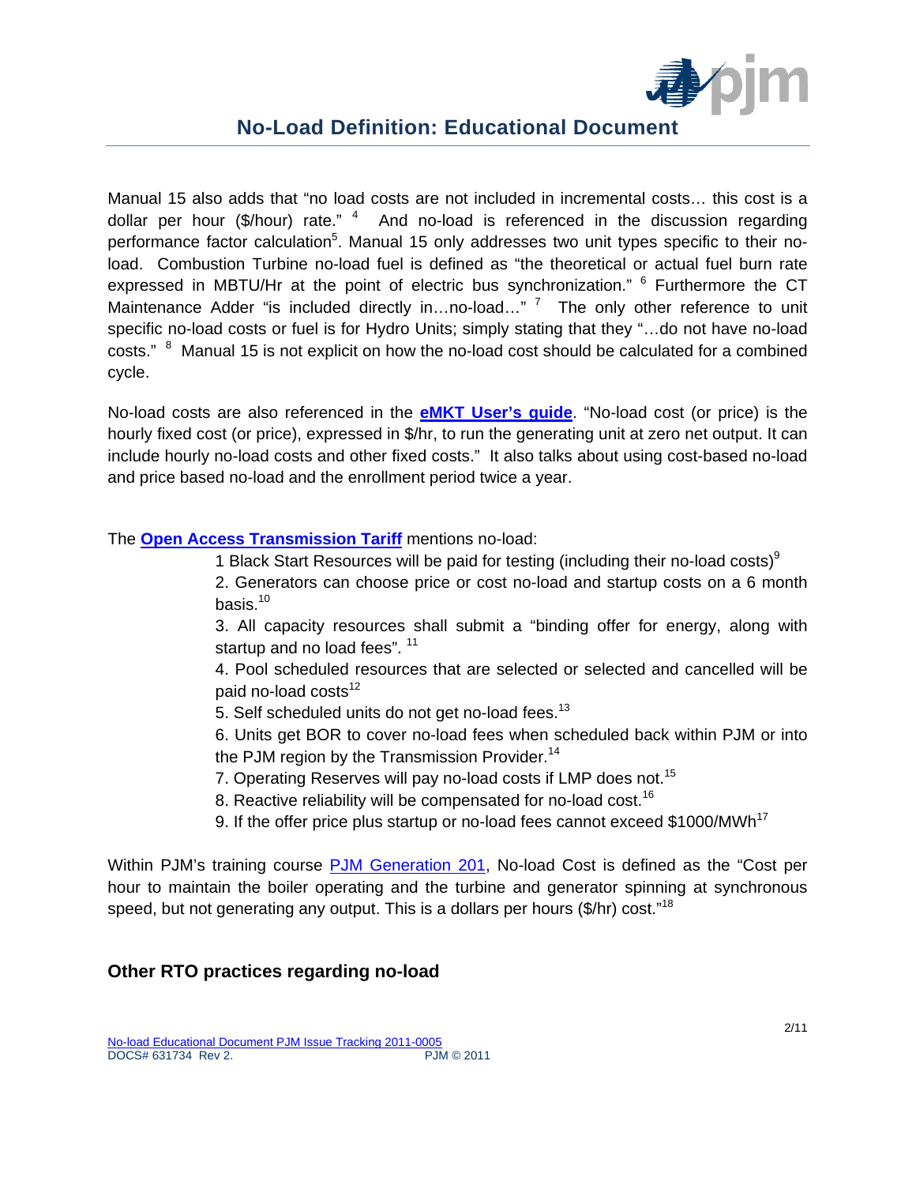Manual 15 also adds that "no load costs are not included in incremental costs… this cost is a dollar per hour ($/hour) rate." [4] And no-load is referenced in the discussion regarding performance factor calculation[5]. Manual 15 only addresses two unit types specific to their no-load. Combustion Turbine no-load fuel is defined as "the theoretical or actual fuel burn rate expressed in MBTU/Hr at the point of electric bus synchronization." [6] Furthermore the CT Maintenance Adder "is included directly in…no-load…" [7] The only other reference to unit specific no-load costs or fuel is for Hydro Units; simply stating that they "…do not have no-load costs." [8] Manual 15 is not explicit on how the no-load cost should be calculated for a combined cycle.

No-load costs are also referenced in the **eMKT User's guide**. "No-load cost (or price) is the hourly fixed cost (or price), expressed in $/hr, to run the generating unit at zero net output. It can include hourly no-load costs and other fixed costs." It also talks about using cost-based no-load and price based no-load and the enrollment period twice a year.

The **Open Access Transmission Tariff** mentions no-load:

1 Black Start Resources will be paid for testing (including their no-load costs)[9]

2. Generators can choose price or cost no-load and startup costs on a 6 month basis.[10]

3. All capacity resources shall submit a "binding offer for energy, along with startup and no load fees". [11]

4. Pool scheduled resources that are selected or selected and cancelled will be paid no-load costs[12]

5. Self scheduled units do not get no-load fees.[13]

6. Units get BOR to cover no-load fees when scheduled back within PJM or into the PJM region by the Transmission Provider.[14]

7. Operating Reserves will pay no-load costs if LMP does not.[15]

8. Reactive reliability will be compensated for no-load cost.[16]

9. If the offer price plus startup or no-load fees cannot exceed $1000/MWh[17]

Within PJM's training course PJM Generation 201, No-load Cost is defined as the "Cost per hour to maintain the boiler operating and the turbine and generator spinning at synchronous speed, but not generating any output. This is a dollars per hours ($/hr) cost."[18]

## Other RTO practices regarding no-load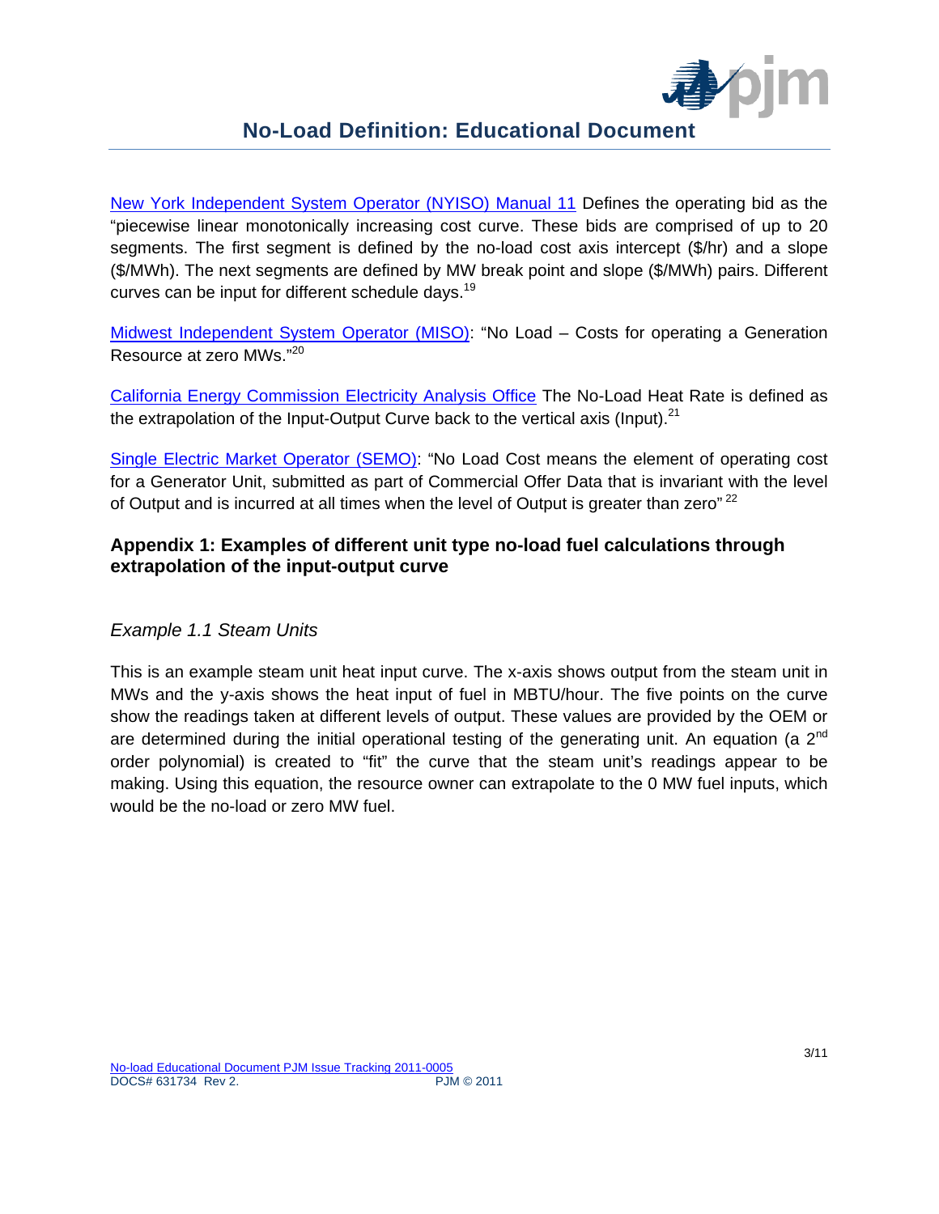New York Independent System Operator (NYISO) Manual 11 Defines the operating bid as the "piecewise linear monotonically increasing cost curve. These bids are comprised of up to 20 segments. The first segment is defined by the no-load cost axis intercept ($/hr) and a slope ($/MWh). The next segments are defined by MW break point and slope ($/MWh) pairs. Different curves can be input for different schedule days.[19]

Midwest Independent System Operator (MISO): "No Load – Costs for operating a Generation Resource at zero MWs."[20]

California Energy Commission Electricity Analysis Office The No-Load Heat Rate is defined as the extrapolation of the Input-Output Curve back to the vertical axis (Input).[21]

Single Electric Market Operator (SEMO): "No Load Cost means the element of operating cost for a Generator Unit, submitted as part of Commercial Offer Data that is invariant with the level of Output and is incurred at all times when the level of Output is greater than zero" [22]

## Appendix 1: Examples of different unit type no-load fuel calculations through extrapolation of the input-output curve

### *Example 1.1 Steam Units*

This is an example steam unit heat input curve. The x-axis shows output from the steam unit in MWs and the y-axis shows the heat input of fuel in MBTU/hour. The five points on the curve show the readings taken at different levels of output. These values are provided by the OEM or are determined during the initial operational testing of the generating unit. An equation (a 2nd order polynomial) is created to "fit" the curve that the steam unit's readings appear to be making. Using this equation, the resource owner can extrapolate to the 0 MW fuel inputs, which would be the no-load or zero MW fuel.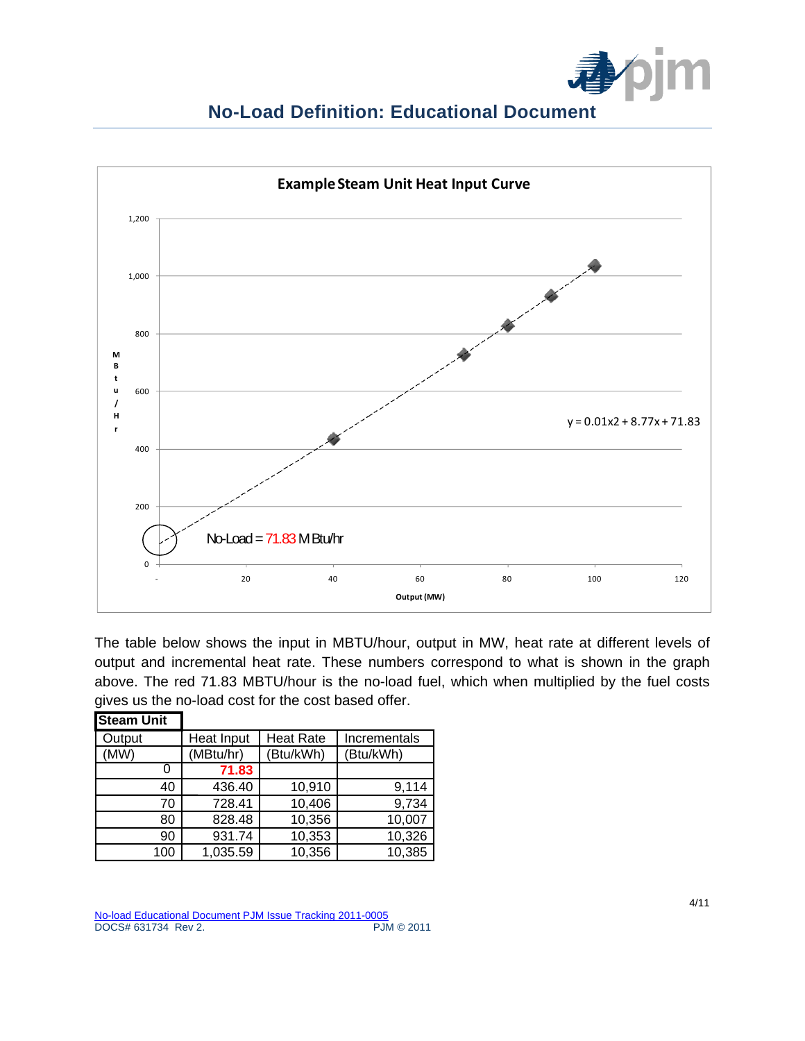Example Steam Unit Heat Input Curve

$y = 0.01x^2 + 8.77x + 71.83$

No-Load = 71.83 MBtu/hr

The table below shows the input in MBTU/hour, output in MW, heat rate at different levels of output and incremental heat rate. These numbers correspond to what is shown in the graph above. The red 71.83 MBTU/hour is the no-load fuel, which when multiplied by the fuel costs gives us the no-load cost for the cost based offer.

**Steam Unit**

| Output (MW) | Heat Input (MBtu/hr) | Heat Rate (Btu/kWh) | Incrementals (Btu/kWh) |
|---|---|---|---|
| 0 | **71.83** | | |
| 40 | 436.40 | 10,910 | 9,114 |
| 70 | 728.41 | 10,406 | 9,734 |
| 80 | 828.48 | 10,356 | 10,007 |
| 90 | 931.74 | 10,353 | 10,326 |
| 100 | 1,035.59 | 10,356 | 10,385 |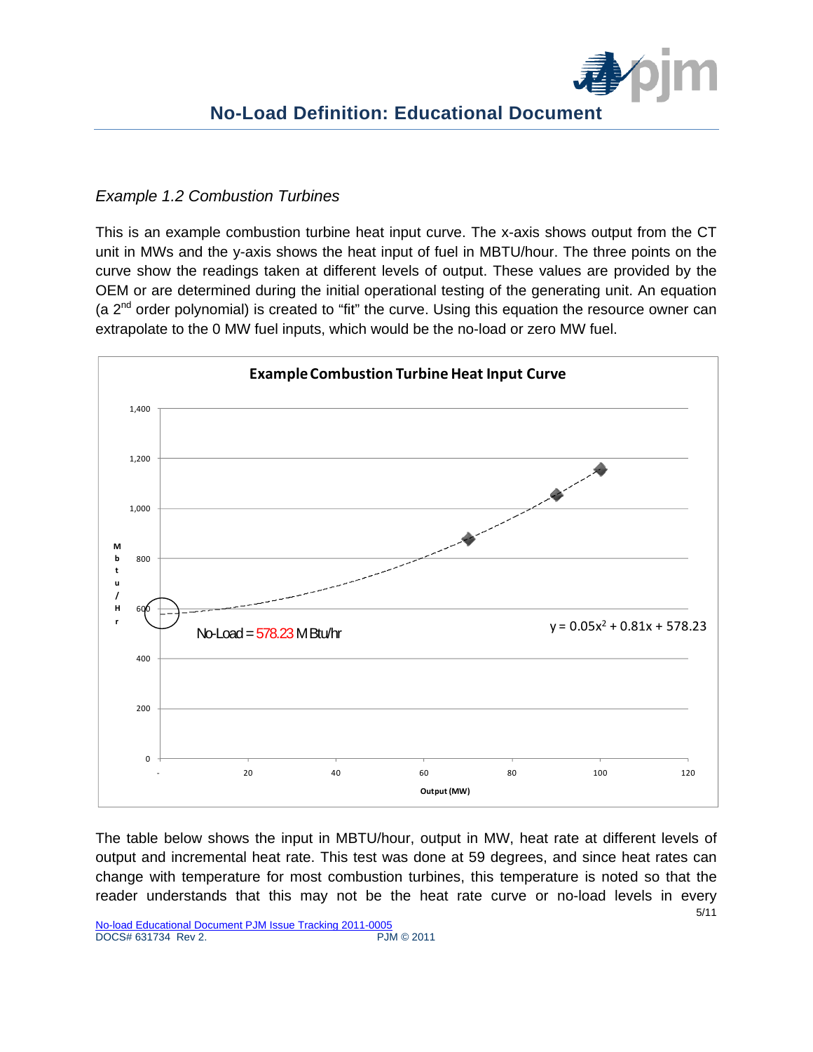### *Example 1.2 Combustion Turbines*

This is an example combustion turbine heat input curve. The x-axis shows output from the CT unit in MWs and the y-axis shows the heat input of fuel in MBTU/hour. The three points on the curve show the readings taken at different levels of output. These values are provided by the OEM or are determined during the initial operational testing of the generating unit. An equation (a 2nd order polynomial) is created to "fit" the curve. Using this equation the resource owner can extrapolate to the 0 MW fuel inputs, which would be the no-load or zero MW fuel.

**Example Combustion Turbine Heat Input Curve**

1,400
1,200
1,000
800
600
400
200
0

Mbtu/Hr

No-Load = 578.23 MBtu/hr

$y = 0.05x^2 + 0.81x + 578.23$

-
20
40
60
80
100
120

Output (MW)

The table below shows the input in MBTU/hour, output in MW, heat rate at different levels of output and incremental heat rate. This test was done at 59 degrees, and since heat rates can change with temperature for most combustion turbines, this temperature is noted so that the reader understands that this may not be the heat rate curve or no-load levels in every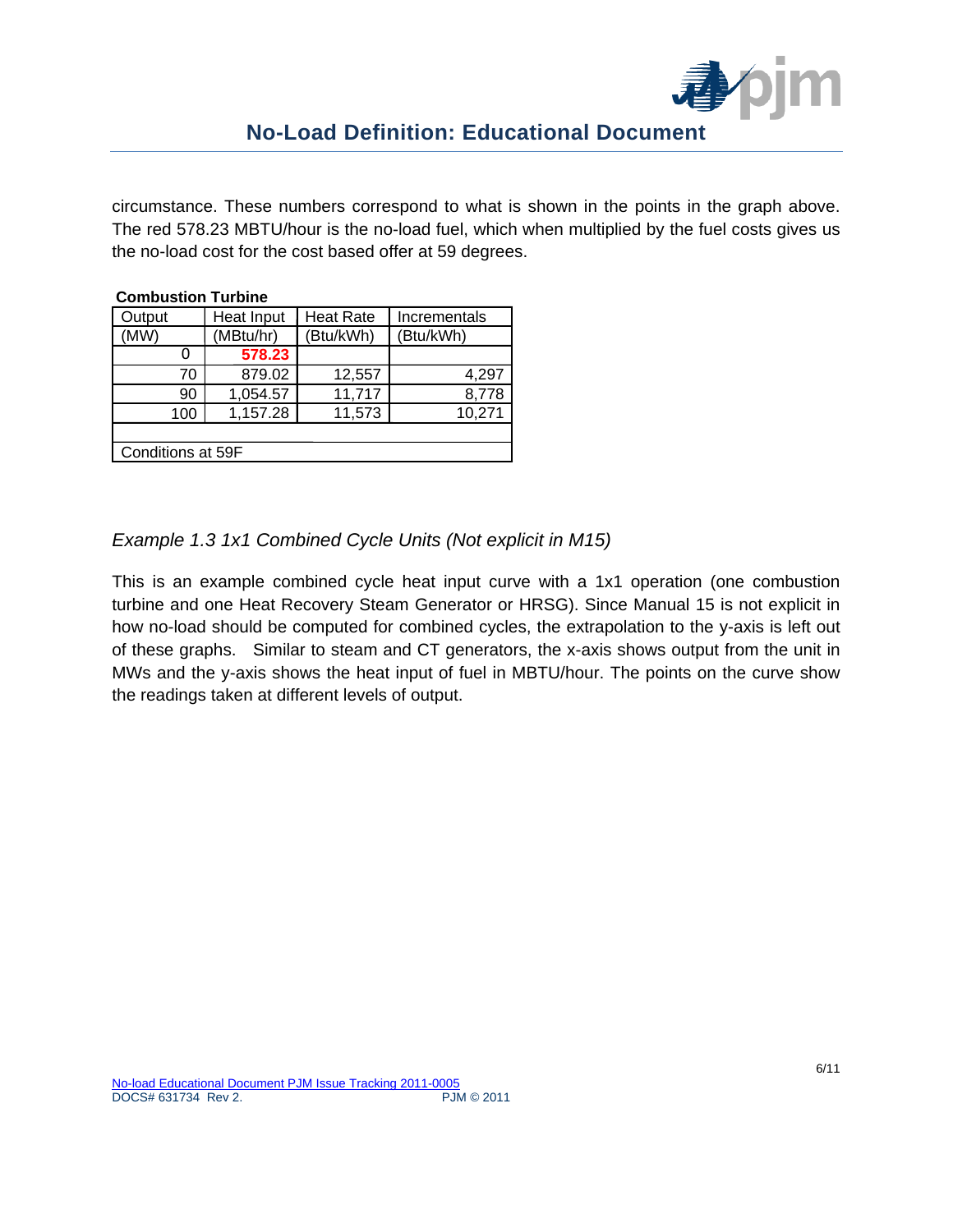circumstance. These numbers correspond to what is shown in the points in the graph above. The red 578.23 MBTU/hour is the no-load fuel, which when multiplied by the fuel costs gives us the no-load cost for the cost based offer at 59 degrees.

**Combustion Turbine**

| Output (MW) | Heat Input (MBtu/hr) | Heat Rate (Btu/kWh) | Incrementals (Btu/kWh) |
|---|---|---|---|
| 0 | **578.23** | | |
| 70 | 879.02 | 12,557 | 4,297 |
| 90 | 1,054.57 | 11,717 | 8,778 |
| 100 | 1,157.28 | 11,573 | 10,271 |
| | | | |
| Conditions at 59F | | | |

*Example 1.3 1x1 Combined Cycle Units (Not explicit in M15)*

This is an example combined cycle heat input curve with a 1x1 operation (one combustion turbine and one Heat Recovery Steam Generator or HRSG). Since Manual 15 is not explicit in how no-load should be computed for combined cycles, the extrapolation to the y-axis is left out of these graphs. Similar to steam and CT generators, the x-axis shows output from the unit in MWs and the y-axis shows the heat input of fuel in MBTU/hour. The points on the curve show the readings taken at different levels of output.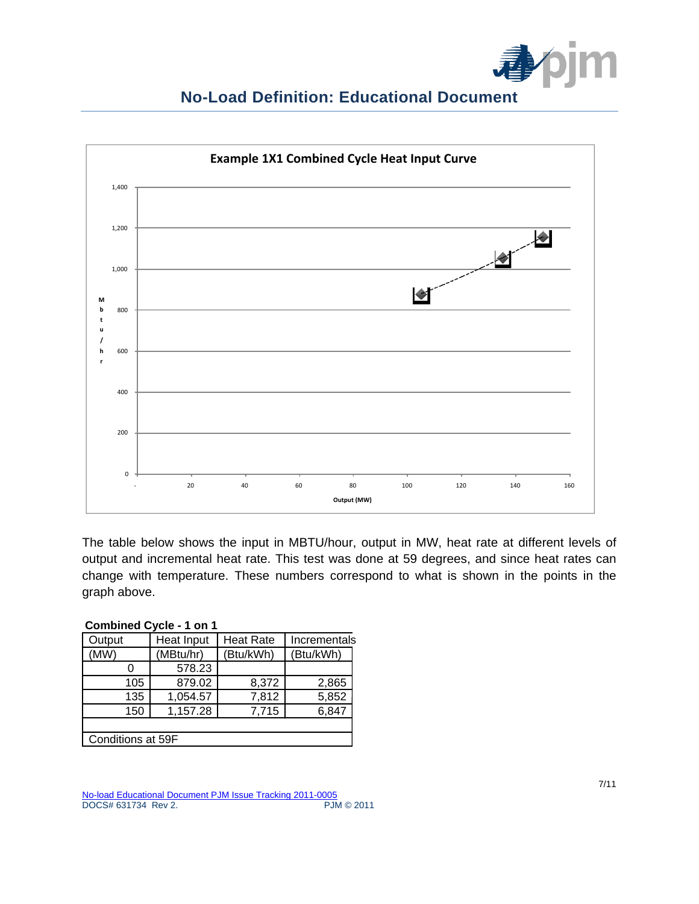Example 1X1 Combined Cycle Heat Input Curve

1,400
1,200
1,000
800
600
400
200
0

Mbtu/hr

-
20
40
60
80
100
120
140
160

Output (MW)

The table below shows the input in MBTU/hour, output in MW, heat rate at different levels of output and incremental heat rate. This test was done at 59 degrees, and since heat rates can change with temperature. These numbers correspond to what is shown in the points in the graph above.

**Combined Cycle - 1 on 1**

| Output (MW) | Heat Input (MBtu/hr) | Heat Rate (Btu/kWh) | Incrementals (Btu/kWh) |
|---|---|---|---|
| 0 | 578.23 | | |
| 105 | 879.02 | 8,372 | 2,865 |
| 135 | 1,054.57 | 7,812 | 5,852 |
| 150 | 1,157.28 | 7,715 | 6,847 |
| | | | |
| Conditions at 59F | | | |

No-load Educational Document PJM Issue Tracking 2011-0005
DOCS# 631734 Rev 2. PJM © 2011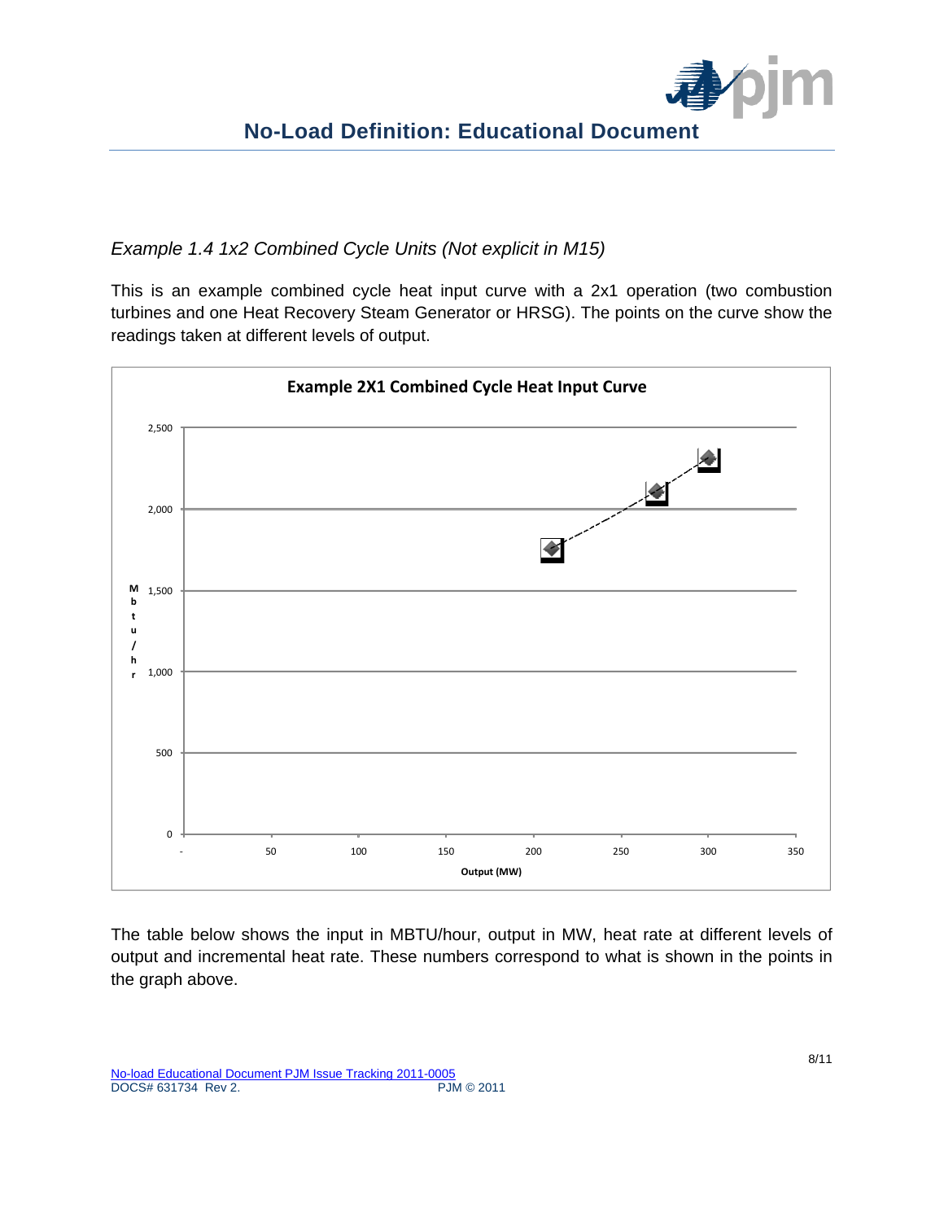*Example 1.4 1x2 Combined Cycle Units (Not explicit in M15)*

This is an example combined cycle heat input curve with a 2x1 operation (two combustion turbines and one Heat Recovery Steam Generator or HRSG). The points on the curve show the readings taken at different levels of output.

**Example 2X1 Combined Cycle Heat Input Curve**

Mbtu/hr

2,500
2,000
1,500
1,000
500
0

- 50 100 150 200 250 300 350

Output (MW)

The table below shows the input in MBTU/hour, output in MW, heat rate at different levels of output and incremental heat rate. These numbers correspond to what is shown in the points in the graph above.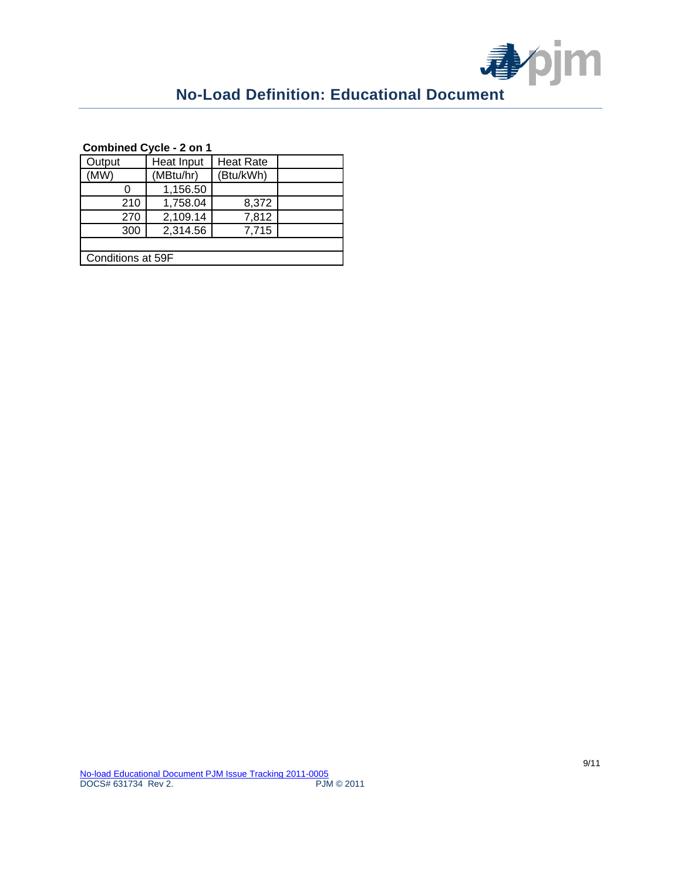**Combined Cycle - 2 on 1**

| Output | Heat Input | Heat Rate | |
|---|---|---|---|
| (MW) | (MBtu/hr) | (Btu/kWh) | |
| 0 | 1,156.50 | | |
| 210 | 1,758.04 | 8,372 | |
| 270 | 2,109.14 | 7,812 | |
| 300 | 2,314.56 | 7,715 | |
| | | | |
| Conditions at 59F | | | |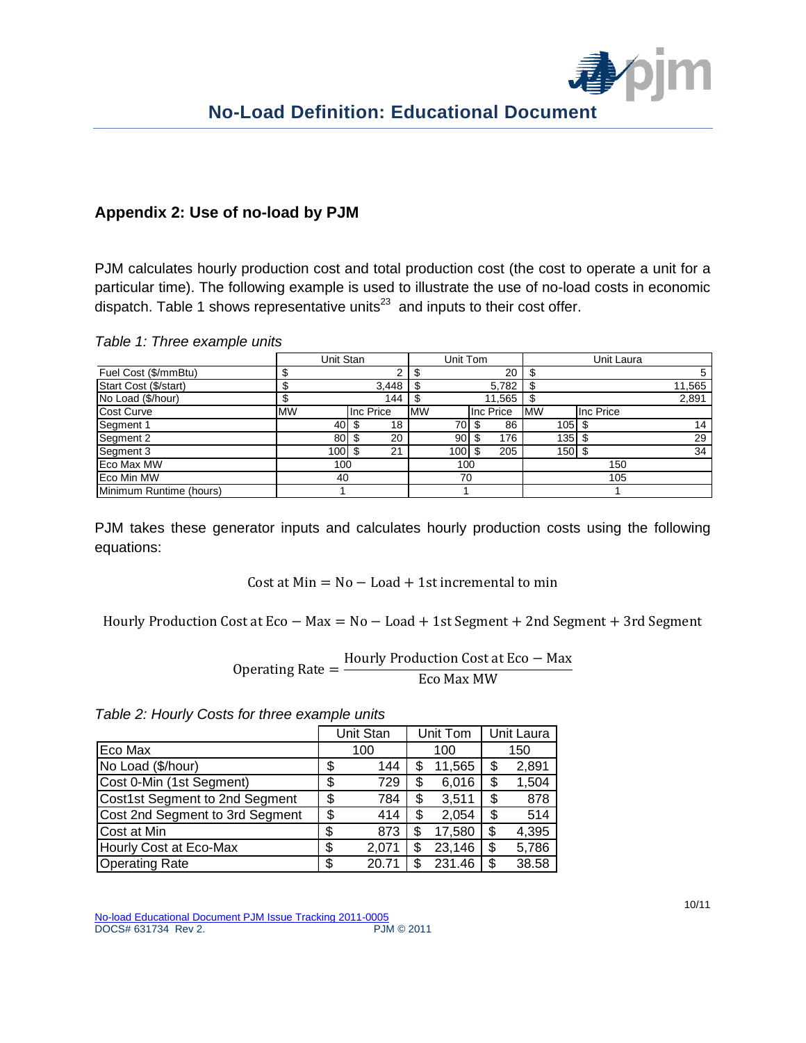## Appendix 2: Use of no-load by PJM

PJM calculates hourly production cost and total production cost (the cost to operate a unit for a particular time). The following example is used to illustrate the use of no-load costs in economic dispatch. Table 1 shows representative units[23] and inputs to their cost offer.

*Table 1: Three example units*

| | Unit Stan | | Unit Tom | | Unit Laura | |
|---|---|---|---|---|---|---|
| Fuel Cost ($/mmBtu) | $ 2 | | $ 20 | | $ 5 | |
| Start Cost ($/start) | $ 3,448 | | $ 5,782 | | $ 11,565 | |
| No Load ($/hour) | $ 144 | | $ 11,565 | | $ 2,891 | |
| Cost Curve | MW | Inc Price | MW | Inc Price | MW | Inc Price |
| Segment 1 | 40 | $ 18 | 70 | $ 86 | 105 | $ 14 |
| Segment 2 | 80 | $ 20 | 90 | $ 176 | 135 | $ 29 |
| Segment 3 | 100 | $ 21 | 100 | $ 205 | 150 | $ 34 |
| Eco Max MW | 100 | | 100 | | 150 | |
| Eco Min MW | 40 | | 70 | | 105 | |
| Minimum Runtime (hours) | 1 | | 1 | | 1 | |

PJM takes these generator inputs and calculates hourly production costs using the following equations:

$$\text{Cost at Min} = \text{No} - \text{Load} + \text{1st incremental to min}$$

$$\text{Hourly Production Cost at Eco} - \text{Max} = \text{No} - \text{Load} + \text{1st Segment} + \text{2nd Segment} + \text{3rd Segment}$$

$$\text{Operating Rate} = \frac{\text{Hourly Production Cost at Eco} - \text{Max}}{\text{Eco Max MW}}$$

*Table 2: Hourly Costs for three example units*

| | Unit Stan | Unit Tom | Unit Laura |
|---|---|---|---|
| Eco Max | 100 | 100 | 150 |
| No Load ($/hour) | $ 144 | $ 11,565 | $ 2,891 |
| Cost 0-Min (1st Segment) | $ 729 | $ 6,016 | $ 1,504 |
| Cost1st Segment to 2nd Segment | $ 784 | $ 3,511 | $ 878 |
| Cost 2nd Segment to 3rd Segment | $ 414 | $ 2,054 | $ 514 |
| Cost at Min | $ 873 | $ 17,580 | $ 4,395 |
| Hourly Cost at Eco-Max | $ 2,071 | $ 23,146 | $ 5,786 |
| Operating Rate | $ 20.71 | $ 231.46 | $ 38.58 |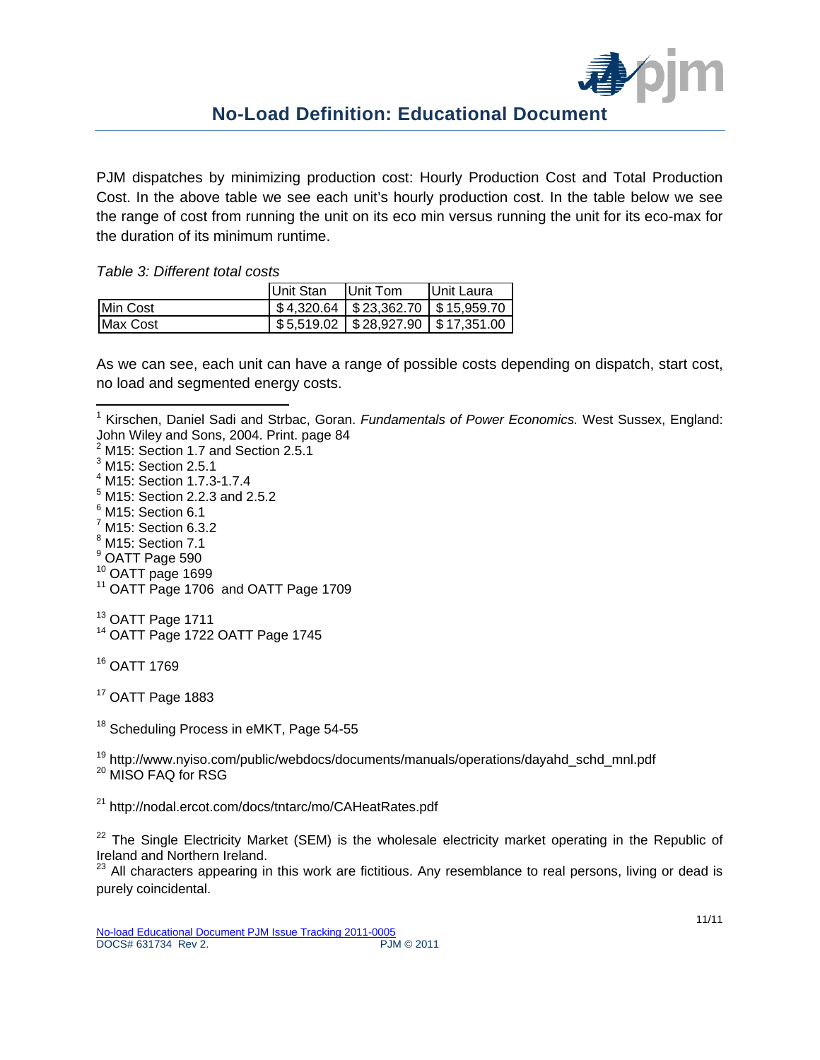PJM dispatches by minimizing production cost: Hourly Production Cost and Total Production Cost. In the above table we see each unit's hourly production cost. In the table below we see the range of cost from running the unit on its eco min versus running the unit for its eco-max for the duration of its minimum runtime.

*Table 3: Different total costs*

| | Unit Stan | Unit Tom | Unit Laura |
|---|---|---|---|
| Min Cost | $ 4,320.64 | $ 23,362.70 | $ 15,959.70 |
| Max Cost | $ 5,519.02 | $ 28,927.90 | $ 17,351.00 |

As we can see, each unit can have a range of possible costs depending on dispatch, start cost, no load and segmented energy costs.

---

[1] Kirschen, Daniel Sadi and Strbac, Goran. *Fundamentals of Power Economics.* West Sussex, England: John Wiley and Sons, 2004. Print. page 84

[2] M15: Section 1.7 and Section 2.5.1

[3] M15: Section 2.5.1

[4] M15: Section 1.7.3-1.7.4

[5] M15: Section 2.2.3 and 2.5.2

[6] M15: Section 6.1

[7] M15: Section 6.3.2

[8] M15: Section 7.1

[9] OATT Page 590

[10] OATT page 1699

[11] OATT Page 1706 and OATT Page 1709

[13] OATT Page 1711

[14] OATT Page 1722 OATT Page 1745

[16] OATT 1769

[17] OATT Page 1883

[18] Scheduling Process in eMKT, Page 54-55

[19] http://www.nyiso.com/public/webdocs/documents/manuals/operations/dayahd_schd_mnl.pdf

[20] MISO FAQ for RSG

[21] http://nodal.ercot.com/docs/tntarc/mo/CAHeatRates.pdf

[22] The Single Electricity Market (SEM) is the wholesale electricity market operating in the Republic of Ireland and Northern Ireland.

[23] All characters appearing in this work are fictitious. Any resemblance to real persons, living or dead is purely coincidental.